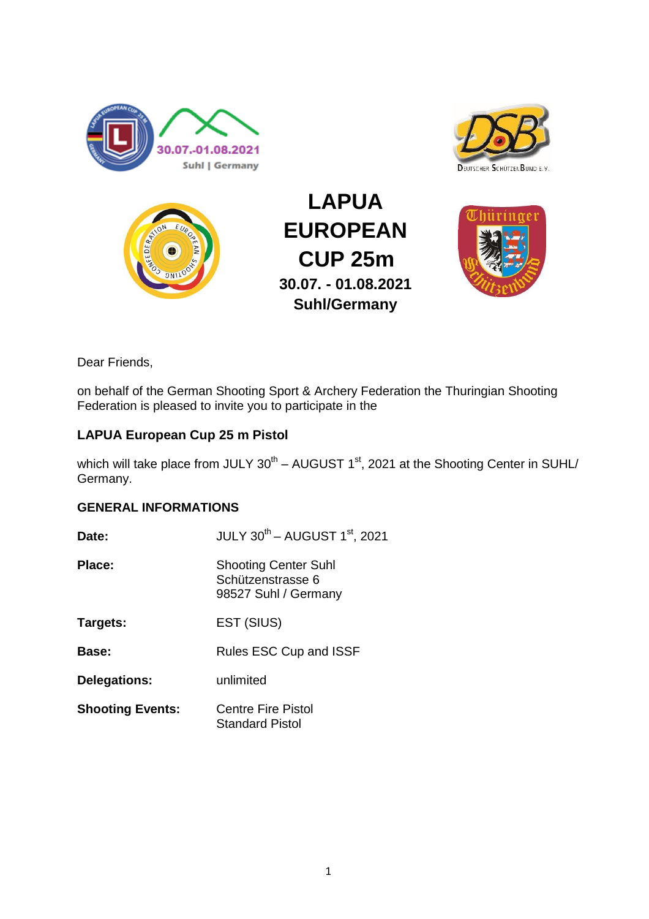# LAPUA EUROPEAN CUP 25m

**30.07. - 01.08.2021**
**Suhl/Germany**

Dear Friends,

on behalf of the German Shooting Sport & Archery Federation the Thuringian Shooting Federation is pleased to invite you to participate in the

**LAPUA European Cup 25 m Pistol**

which will take place from JULY 30th – AUGUST 1st, 2021 at the Shooting Center in SUHL/ Germany.

## GENERAL INFORMATIONS

| | |
|---|---|
| **Date:** | JULY 30th – AUGUST 1st, 2021 |
| **Place:** | Shooting Center Suhl<br>Schützenstrasse 6<br>98527 Suhl / Germany |
| **Targets:** | EST (SIUS) |
| **Base:** | Rules ESC Cup and ISSF |
| **Delegations:** | unlimited |
| **Shooting Events:** | Centre Fire Pistol<br>Standard Pistol |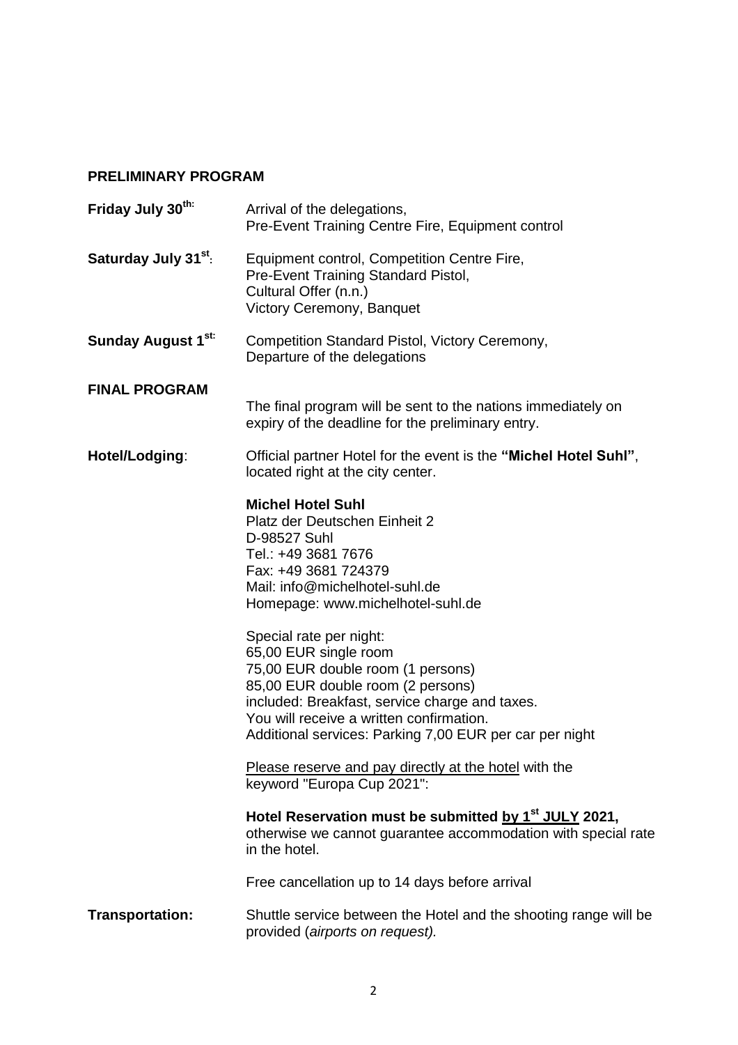## PRELIMINARY PROGRAM

**Friday July 30th:** Arrival of the delegations,
Pre-Event Training Centre Fire, Equipment control

**Saturday July 31st:** Equipment control, Competition Centre Fire,
Pre-Event Training Standard Pistol,
Cultural Offer (n.n.)
Victory Ceremony, Banquet

**Sunday August 1st:** Competition Standard Pistol, Victory Ceremony,
Departure of the delegations

## FINAL PROGRAM

The final program will be sent to the nations immediately on expiry of the deadline for the preliminary entry.

**Hotel/Lodging**: Official partner Hotel for the event is the **"Michel Hotel Suhl"**, located right at the city center.

**Michel Hotel Suhl**
Platz der Deutschen Einheit 2
D-98527 Suhl
Tel.: +49 3681 7676
Fax: +49 3681 724379
Mail: info@michelhotel-suhl.de
Homepage: www.michelhotel-suhl.de

Special rate per night:
65,00 EUR single room
75,00 EUR double room (1 persons)
85,00 EUR double room (2 persons)
included: Breakfast, service charge and taxes.
You will receive a written confirmation.
Additional services: Parking 7,00 EUR per car per night

Please reserve and pay directly at the hotel with the keyword "Europa Cup 2021":

**Hotel Reservation must be submitted by 1st JULY 2021,** otherwise we cannot guarantee accommodation with special rate in the hotel.

Free cancellation up to 14 days before arrival

**Transportation:** Shuttle service between the Hotel and the shooting range will be provided (*airports on request).*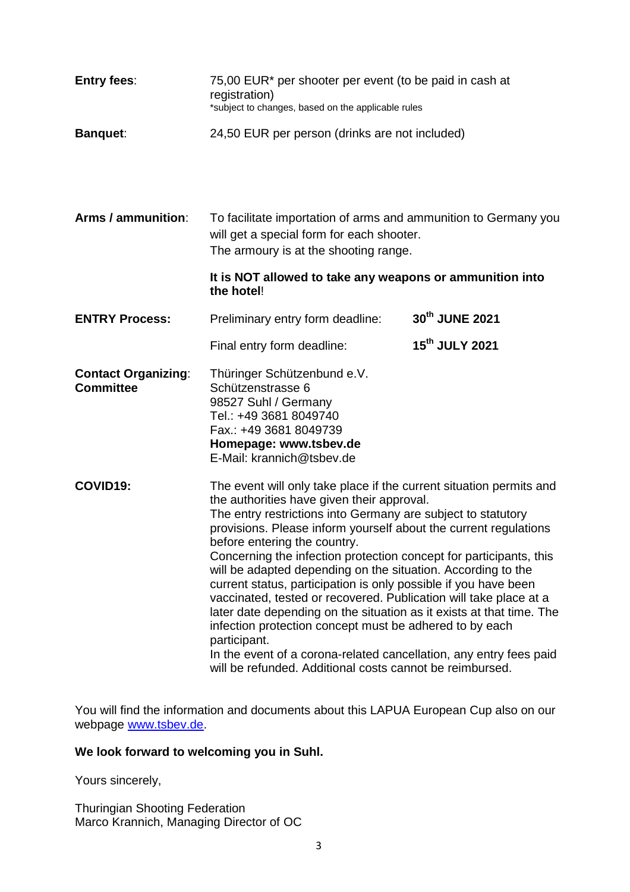**Entry fees**: 75,00 EUR* per shooter per event (to be paid in cash at registration)
*subject to changes, based on the applicable rules

**Banquet**: 24,50 EUR per person (drinks are not included)

**Arms / ammunition**: To facilitate importation of arms and ammunition to Germany you will get a special form for each shooter.
The armoury is at the shooting range.

**It is NOT allowed to take any weapons or ammunition into the hotel**!

| | | |
|---|---|---|
| **ENTRY Process:** | Preliminary entry form deadline: | **30th JUNE 2021** |
| | Final entry form deadline: | **15th JULY 2021** |

**Contact Organizing: Committee**

Thüringer Schützenbund e.V.
Schützenstrasse 6
98527 Suhl / Germany
Tel.: +49 3681 8049740
Fax.: +49 3681 8049739
**Homepage: www.tsbev.de**
E-Mail: krannich@tsbev.de

**COVID19:** The event will only take place if the current situation permits and the authorities have given their approval.
The entry restrictions into Germany are subject to statutory provisions. Please inform yourself about the current regulations before entering the country.
Concerning the infection protection concept for participants, this will be adapted depending on the situation. According to the current status, participation is only possible if you have been vaccinated, tested or recovered. Publication will take place at a later date depending on the situation as it exists at that time. The infection protection concept must be adhered to by each participant.
In the event of a corona-related cancellation, any entry fees paid will be refunded. Additional costs cannot be reimbursed.

You will find the information and documents about this LAPUA European Cup also on our webpage www.tsbev.de.

**We look forward to welcoming you in Suhl.**

Yours sincerely,

Thuringian Shooting Federation
Marco Krannich, Managing Director of OC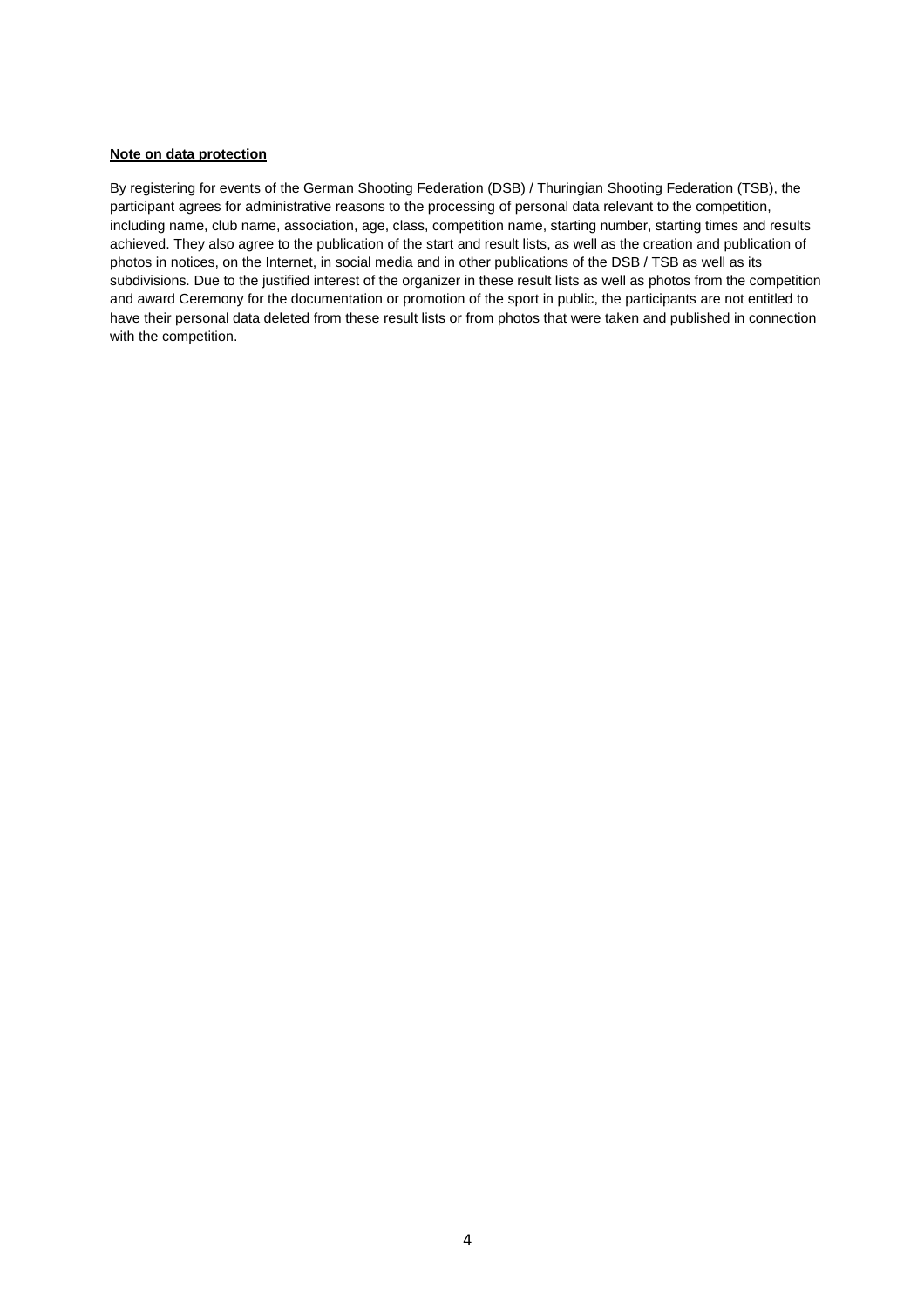**Note on data protection**

By registering for events of the German Shooting Federation (DSB) / Thuringian Shooting Federation (TSB), the participant agrees for administrative reasons to the processing of personal data relevant to the competition, including name, club name, association, age, class, competition name, starting number, starting times and results achieved. They also agree to the publication of the start and result lists, as well as the creation and publication of photos in notices, on the Internet, in social media and in other publications of the DSB / TSB as well as its subdivisions. Due to the justified interest of the organizer in these result lists as well as photos from the competition and award Ceremony for the documentation or promotion of the sport in public, the participants are not entitled to have their personal data deleted from these result lists or from photos that were taken and published in connection with the competition.